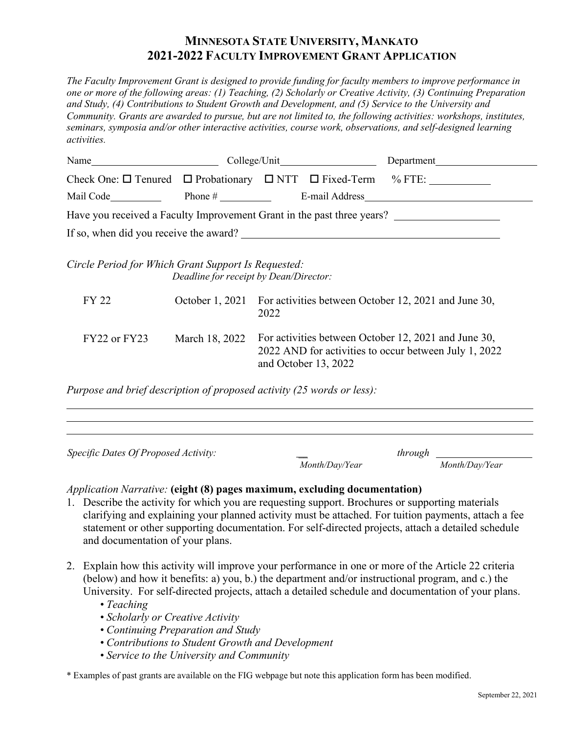# MINNESOTA STATE UNIVERSITY, MANKATO
# 2021-2022 FACULTY IMPROVEMENT GRANT APPLICATION

*The Faculty Improvement Grant is designed to provide funding for faculty members to improve performance in one or more of the following areas: (1) Teaching, (2) Scholarly or Creative Activity, (3) Continuing Preparation and Study, (4) Contributions to Student Growth and Development, and (5) Service to the University and Community. Grants are awarded to pursue, but are not limited to, the following activities: workshops, institutes, seminars, symposia and/or other interactive activities, course work, observations, and self-designed learning activities.*

Name\_\_\_\_\_\_\_\_\_\_\_\_\_\_\_\_\_\_\_\_ College/Unit\_\_\_\_\_\_\_\_\_\_\_\_\_\_\_ Department\_\_\_\_\_\_\_\_\_\_\_\_\_\_\_\_

Check One: ☐ Tenured ☐ Probationary ☐ NTT ☐ Fixed-Term % FTE: \_\_\_\_\_\_\_\_\_

Mail Code\_\_\_\_\_\_\_\_ Phone # \_\_\_\_\_\_\_\_ E-mail Address\_\_\_\_\_\_\_\_\_\_\_\_\_\_\_\_\_\_\_\_\_\_\_\_\_\_

Have you received a Faculty Improvement Grant in the past three years? \_\_\_\_\_\_\_\_\_\_\_\_\_\_\_\_

If so, when did you receive the award? \_\_\_\_\_\_\_\_\_\_\_\_\_\_\_\_\_\_\_\_\_\_\_\_\_\_\_\_\_\_\_\_\_\_\_\_\_\_\_\_

*Circle Period for Which Grant Support Is Requested:*
*Deadline for receipt by Dean/Director:*

| | | |
|---|---|---|
| FY 22 | October 1, 2021 | For activities between October 12, 2021 and June 30, 2022 |
| FY22 or FY23 | March 18, 2022 | For activities between October 12, 2021 and June 30, 2022 AND for activities to occur between July 1, 2022 and October 13, 2022 |

*Purpose and brief description of proposed activity (25 words or less):*

\_\_\_\_\_\_\_\_\_\_\_\_\_\_\_\_\_\_\_\_\_\_\_\_\_\_\_\_\_\_\_\_\_\_\_\_\_\_\_\_\_\_\_\_\_\_\_\_\_\_\_\_\_\_\_\_\_\_\_\_\_\_\_\_\_\_\_\_\_\_

\_\_\_\_\_\_\_\_\_\_\_\_\_\_\_\_\_\_\_\_\_\_\_\_\_\_\_\_\_\_\_\_\_\_\_\_\_\_\_\_\_\_\_\_\_\_\_\_\_\_\_\_\_\_\_\_\_\_\_\_\_\_\_\_\_\_\_\_\_\_

\_\_\_\_\_\_\_\_\_\_\_\_\_\_\_\_\_\_\_\_\_\_\_\_\_\_\_\_\_\_\_\_\_\_\_\_\_\_\_\_\_\_\_\_\_\_\_\_\_\_\_\_\_\_\_\_\_\_\_\_\_\_\_\_\_\_\_\_\_\_

*Specific Dates Of Proposed Activity:* \_\_\_\_\_\_\_\_\_\_ *through* \_\_\_\_\_\_\_\_\_\_

*Month/Day/Year* *Month/Day/Year*

*Application Narrative:* **(eight (8) pages maximum, excluding documentation)**

1. Describe the activity for which you are requesting support. Brochures or supporting materials clarifying and explaining your planned activity must be attached. For tuition payments, attach a fee statement or other supporting documentation. For self-directed projects, attach a detailed schedule and documentation of your plans.

2. Explain how this activity will improve your performance in one or more of the Article 22 criteria (below) and how it benefits: a) you, b.) the department and/or instructional program, and c.) the University. For self-directed projects, attach a detailed schedule and documentation of your plans.
   - *Teaching*
   - *Scholarly or Creative Activity*
   - *Continuing Preparation and Study*
   - *Contributions to Student Growth and Development*
   - *Service to the University and Community*

\* Examples of past grants are available on the FIG webpage but note this application form has been modified.

September 22, 2021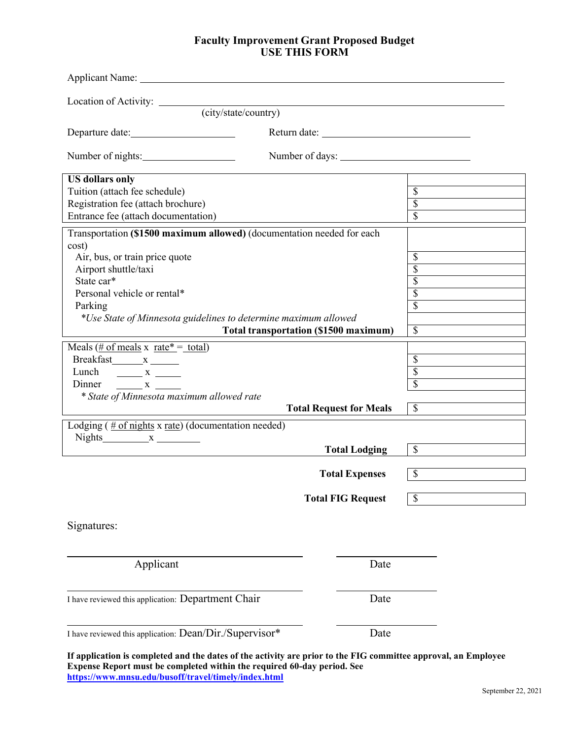# Faculty Improvement Grant Proposed Budget
## USE THIS FORM

Applicant Name: ______________________________________________

Location of Activity: ______________________________________________
(city/state/country)

Departure date: ____________________ Return date: ____________________

Number of nights: ____________________ Number of days: ____________________

| | |
|---|---|
| **US dollars only** | |
| Tuition (attach fee schedule) | $ |
| Registration fee (attach brochure) | $ |
| Entrance fee (attach documentation) | $ |

| | |
|---|---|
| Transportation **($1500 maximum allowed)** (documentation needed for each cost) | |
| Air, bus, or train price quote | $ |
| Airport shuttle/taxi | $ |
| State car* | $ |
| Personal vehicle or rental* | $ |
| Parking | $ |
| *\*Use State of Minnesota guidelines to determine maximum allowed* | |
| **Total transportation ($1500 maximum)** | $ |

| | |
|---|---|
| Meals (# of meals x rate* = total) | |
| Breakfast ______ x ______ | $ |
| Lunch ______ x ______ | $ |
| Dinner ______ x ______ | $ |
| *\* State of Minnesota maximum allowed rate* | |
| **Total Request for Meals** | $ |

| | |
|---|---|
| Lodging ( # of nights x rate) (documentation needed) | |
| Nights __________ x __________ | |
| **Total Lodging** | $ |

**Total Expenses** $ __________

**Total FIG Request** $ __________

Signatures:

______________________________ ______________
Applicant Date

______________________________ ______________
I have reviewed this application: Department Chair Date

______________________________ ______________
I have reviewed this application: Dean/Dir./Supervisor* Date

**If application is completed and the dates of the activity are prior to the FIG committee approval, an Employee Expense Report must be completed within the required 60-day period. See https://www.mnsu.edu/busoff/travel/timely/index.html**

September 22, 2021